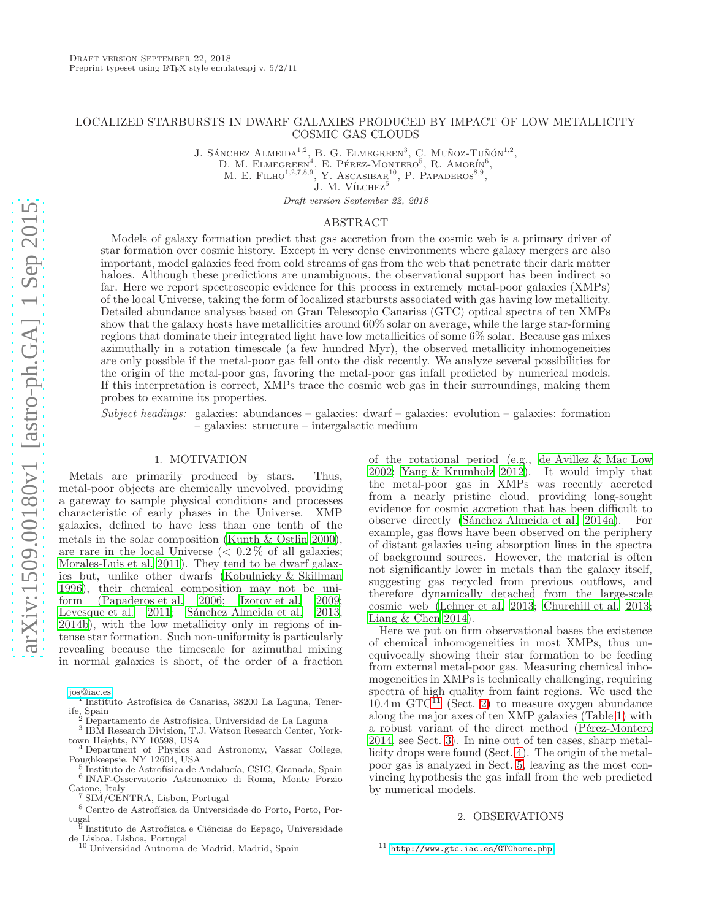Draft version September 22, 2018
Preprint typeset using LATEX style emulateapj v. 5/2/11

# LOCALIZED STARBURSTS IN DWARF GALAXIES PRODUCED BY IMPACT OF LOW METALLICITY COSMIC GAS CLOUDS

J. Sánchez Almeida[1,2], B. G. Elmegreen[3], C. Muñoz-Tuñón[1,2], D. M. Elmegreen[4], E. Pérez-Montero[5], R. Amorín[6], M. E. Filho[1,2,7,8,9], Y. Ascasibar[10], P. Papaderos[8,9], J. M. Vílchez[5]

*Draft version September 22, 2018*

## ABSTRACT

Models of galaxy formation predict that gas accretion from the cosmic web is a primary driver of star formation over cosmic history. Except in very dense environments where galaxy mergers are also important, model galaxies feed from cold streams of gas from the web that penetrate their dark matter haloes. Although these predictions are unambiguous, the observational support has been indirect so far. Here we report spectroscopic evidence for this process in extremely metal-poor galaxies (XMPs) of the local Universe, taking the form of localized starbursts associated with gas having low metallicity. Detailed abundance analyses based on Gran Telescopio Canarias (GTC) optical spectra of ten XMPs show that the galaxy hosts have metallicities around 60% solar on average, while the large star-forming regions that dominate their integrated light have low metallicities of some 6% solar. Because gas mixes azimuthally in a rotation timescale (a few hundred Myr), the observed metallicity inhomogeneities are only possible if the metal-poor gas fell onto the disk recently. We analyze several possibilities for the origin of the metal-poor gas, favoring the metal-poor gas infall predicted by numerical models. If this interpretation is correct, XMPs trace the cosmic web gas in their surroundings, making them probes to examine its properties.

*Subject headings:* galaxies: abundances – galaxies: dwarf – galaxies: evolution – galaxies: formation – galaxies: structure – intergalactic medium

## 1. MOTIVATION

Metals are primarily produced by stars. Thus, metal-poor objects are chemically unevolved, providing a gateway to sample physical conditions and processes characteristic of early phases in the Universe. XMP galaxies, defined to have less than one tenth of the metals in the solar composition (Kunth & Ostlin 2000), are rare in the local Universe (< 0.2 % of all galaxies; Morales-Luis et al. 2011). They tend to be dwarf galaxies but, unlike other dwarfs (Kobulnicky & Skillman 1996), their chemical composition may not be uniform (Papaderos et al. 2006; Izotov et al. 2009; Levesque et al. 2011; Sánchez Almeida et al. 2013, 2014b), with the low metallicity only in regions of intense star formation. Such non-uniformity is particularly revealing because the timescale for azimuthal mixing in normal galaxies is short, of the order of a fraction of the rotational period (e.g., de Avillez & Mac Low 2002; Yang & Krumholz 2012). It would imply that the metal-poor gas in XMPs was recently accreted from a nearly pristine cloud, providing long-sought evidence for cosmic accretion that has been difficult to observe directly (Sánchez Almeida et al. 2014a). For example, gas flows have been observed on the periphery of distant galaxies using absorption lines in the spectra of background sources. However, the material is often not significantly lower in metals than the galaxy itself, suggesting gas recycled from previous outflows, and therefore dynamically detached from the large-scale cosmic web (Lehner et al. 2013; Churchill et al. 2013; Liang & Chen 2014).

Here we put on firm observational bases the existence of chemical inhomogeneities in most XMPs, thus unequivocally showing their star formation to be feeding from external metal-poor gas. Measuring chemical inhomogeneities in XMPs is technically challenging, requiring spectra of high quality from faint regions. We used the 10.4 m GTC[11] (Sect. 2) to measure oxygen abundance along the major axes of ten XMP galaxies (Table 1) with a robust variant of the direct method (Pérez-Montero 2014, see Sect. 3). In nine out of ten cases, sharp metallicity drops were found (Sect. 4). The origin of the metal-poor gas is analyzed in Sect. 5, leaving as the most convincing hypothesis the gas infall from the web predicted by numerical models.

## 2. OBSERVATIONS

jos@iac.es
[1] Instituto Astrofísica de Canarias, 38200 La Laguna, Tenerife, Spain
[2] Departamento de Astrofísica, Universidad de La Laguna
[3] IBM Research Division, T.J. Watson Research Center, Yorktown Heights, NY 10598, USA
[4] Department of Physics and Astronomy, Vassar College, Poughkeepsie, NY 12604, USA
[5] Instituto de Astrofísica de Andalucía, CSIC, Granada, Spain
[6] INAF-Osservatorio Astronomico di Roma, Monte Porzio Catone, Italy
[7] SIM/CENTRA, Lisbon, Portugal
[8] Centro de Astrofísica da Universidade do Porto, Porto, Portugal
[9] Instituto de Astrofísica e Ciências do Espaço, Universidade de Lisboa, Lisboa, Portugal
[10] Universidad Autnoma de Madrid, Madrid, Spain
[11] http://www.gtc.iac.es/GTChome.php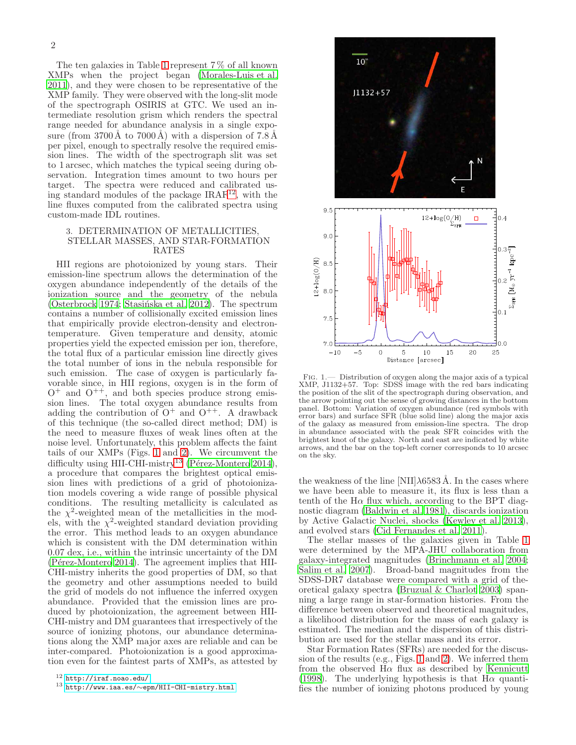The ten galaxies in Table 1 represent 7 % of all known XMPs when the project began (Morales-Luis et al. 2011), and they were chosen to be representative of the XMP family. They were observed with the long-slit mode of the spectrograph OSIRIS at GTC. We used an intermediate resolution grism which renders the spectral range needed for abundance analysis in a single exposure (from 3700 Å to 7000 Å) with a dispersion of 7.8 Å per pixel, enough to spectrally resolve the required emission lines. The width of the spectrograph slit was set to 1 arcsec, which matches the typical seeing during observation. Integration times amount to two hours per target. The spectra were reduced and calibrated using standard modules of the package IRAF[12], with the line fluxes computed from the calibrated spectra using custom-made IDL routines.

## 3. DETERMINATION OF METALLICITIES, STELLAR MASSES, AND STAR-FORMATION RATES

HII regions are photoionized by young stars. Their emission-line spectrum allows the determination of the oxygen abundance independently of the details of the ionization source and the geometry of the nebula (Osterbrock 1974; Stasińska et al. 2012). The spectrum contains a number of collisionally excited emission lines that empirically provide electron-density and electron-temperature. Given temperature and density, atomic properties yield the expected emission per ion, therefore, the total flux of a particular emission line directly gives the total number of ions in the nebula responsible for such emission. The case of oxygen is particularly favorable since, in HII regions, oxygen is in the form of $O^+$ and $O^{++}$, and both species produce strong emission lines. The total oxygen abundance results from adding the contribution of $O^+$ and $O^{++}$. A drawback of this technique (the so-called direct method; DM) is the need to measure fluxes of weak lines often at the noise level. Unfortunately, this problem affects the faint tails of our XMPs (Figs. 1 and 2). We circumvent the difficulty using HII-CHI-mistry[13] (Pérez-Montero 2014), a procedure that compares the brightest optical emission lines with predictions of a grid of photoionization models covering a wide range of possible physical conditions. The resulting metallicity is calculated as the $\chi^2$-weighted mean of the metallicities in the models, with the $\chi^2$-weighted standard deviation providing the error. This method leads to an oxygen abundance which is consistent with the DM determination within 0.07 dex, i.e., within the intrinsic uncertainty of the DM (Pérez-Montero 2014). The agreement implies that HII-CHI-mistry inherits the good properties of DM, so that the geometry and other assumptions needed to build the grid of models do not influence the inferred oxygen abundance. Provided that the emission lines are produced by photoionization, the agreement between HII-CHI-mistry and DM guarantees that irrespectively of the source of ionizing photons, our abundance determinations along the XMP major axes are reliable and can be inter-compared. Photoionization is a good approximation even for the faintest parts of XMPs, as attested by

10"
J1132+57
N
E

12+log(O/H)
$\Sigma_{SFR}$
12+log(O/H)
$\Sigma_{SFR}$ [M$_\odot$ yr$^{-1}$ kpc$^{-2}$]
Distance [arcsec]
9.5
9.0
8.5
8.0
7.5
7.0
0.4
0.3
0.2
0.1
0.0
−10
−5
0
5
10
15
20
25

Fig. 1.— Distribution of oxygen along the major axis of a typical XMP, J1132+57. Top: SDSS image with the red bars indicating the position of the slit of the spectrograph during observation, and the arrow pointing out the sense of growing distances in the bottom panel. Bottom: Variation of oxygen abundance (red symbols with error bars) and surface SFR (blue solid line) along the major axis of the galaxy as measured from emission-line spectra. The drop in abundance associated with the peak SFR coincides with the brightest knot of the galaxy. North and east are indicated by white arrows, and the bar on the top-left corner corresponds to 10 arcsec on the sky.

the weakness of the line [NII]$\lambda$6583 Å. In the cases where we have been able to measure it, its flux is less than a tenth of the H$\alpha$ flux which, according to the BPT diagnostic diagram (Baldwin et al. 1981), discards ionization by Active Galactic Nuclei, shocks (Kewley et al. 2013), and evolved stars (Cid Fernandes et al. 2011).

The stellar masses of the galaxies given in Table 1 were determined by the MPA-JHU collaboration from galaxy-integrated magnitudes (Brinchmann et al. 2004; Salim et al. 2007). Broad-band magnitudes from the SDSS-DR7 database were compared with a grid of theoretical galaxy spectra (Bruzual & Charlot 2003) spanning a large range in star-formation histories. From the difference between observed and theoretical magnitudes, a likelihood distribution for the mass of each galaxy is estimated. The median and the dispersion of this distribution are used for the stellar mass and its error.

Star Formation Rates (SFRs) are needed for the discussion of the results (e.g., Figs. 1 and 2). We inferred them from the observed H$\alpha$ flux as described by Kennicutt (1998). The underlying hypothesis is that H$\alpha$ quantifies the number of ionizing photons produced by young

[12] http://iraf.noao.edu/

[13] http://www.iaa.es/∼epm/HII-CHI-mistry.html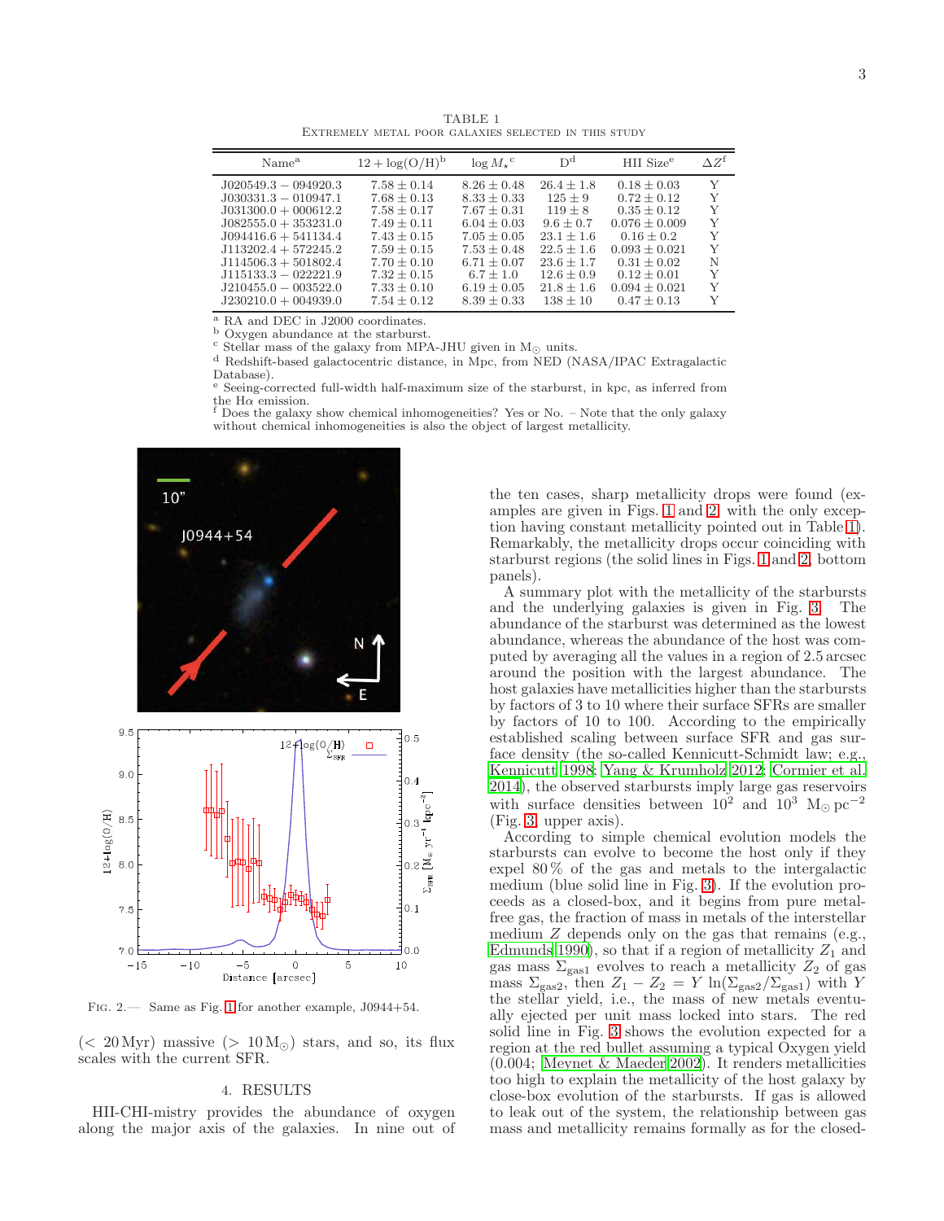TABLE 1
EXTREMELY METAL POOR GALAXIES SELECTED IN THIS STUDY

| Name[a] | $12 + \log(\mathrm{O/H})$[b] | $\log M_\star$[c] | D[d] | HII Size[e] | $\Delta Z$[f] |
|---|---|---|---|---|---|
| J020549.3 − 094920.3 | $7.58 \pm 0.14$ | $8.26 \pm 0.48$ | $26.4 \pm 1.8$ | $0.18 \pm 0.03$ | Y |
| J030331.3 − 010947.1 | $7.68 \pm 0.13$ | $8.33 \pm 0.33$ | $125 \pm 9$ | $0.72 \pm 0.12$ | Y |
| J031300.0 + 000612.2 | $7.58 \pm 0.17$ | $7.67 \pm 0.31$ | $119 \pm 8$ | $0.35 \pm 0.12$ | Y |
| J082555.0 + 353231.0 | $7.49 \pm 0.11$ | $6.04 \pm 0.03$ | $9.6 \pm 0.7$ | $0.076 \pm 0.009$ | Y |
| J094416.6 + 541134.4 | $7.43 \pm 0.15$ | $7.05 \pm 0.05$ | $23.1 \pm 1.6$ | $0.16 \pm 0.2$ | Y |
| J113202.4 + 572245.2 | $7.59 \pm 0.15$ | $7.53 \pm 0.48$ | $22.5 \pm 1.6$ | $0.093 \pm 0.021$ | Y |
| J114506.3 + 501802.4 | $7.70 \pm 0.10$ | $6.71 \pm 0.07$ | $23.6 \pm 1.7$ | $0.31 \pm 0.02$ | N |
| J115133.3 − 022221.9 | $7.32 \pm 0.15$ | $6.7 \pm 1.0$ | $12.6 \pm 0.9$ | $0.12 \pm 0.01$ | Y |
| J210455.0 − 003522.0 | $7.33 \pm 0.10$ | $6.19 \pm 0.05$ | $21.8 \pm 1.6$ | $0.094 \pm 0.021$ | Y |
| J230210.0 + 004939.0 | $7.54 \pm 0.12$ | $8.39 \pm 0.33$ | $138 \pm 10$ | $0.47 \pm 0.13$ | Y |

[a] RA and DEC in J2000 coordinates.
[b] Oxygen abundance at the starburst.
[c] Stellar mass of the galaxy from MPA-JHU given in $M_\odot$ units.
[d] Redshift-based galactocentric distance, in Mpc, from NED (NASA/IPAC Extragalactic Database).
[e] Seeing-corrected full-width half-maximum size of the starburst, in kpc, as inferred from the Hα emission.
[f] Does the galaxy show chemical inhomogeneities? Yes or No. – Note that the only galaxy without chemical inhomogeneities is also the object of largest metallicity.

10"
J0944+54
N
E

12+log(O/H)
$\Sigma_{\rm SFR}$
12+log(O/H)
$\Sigma_{\rm SFR}$ [$M_\odot$ yr$^{-1}$ kpc$^{-2}$]
Distance [arcsec]
9.5 9.0 8.5 8.0 7.5 7.0
0.5 0.4 0.3 0.2 0.1 0.0
−15 −10 −5 0 5 10

FIG. 2.— Same as Fig. 1 for another example, J0944+54.

(< 20 Myr) massive (> 10 $M_\odot$) stars, and so, its flux scales with the current SFR.

## 4. RESULTS

HII-CHI-mistry provides the abundance of oxygen along the major axis of the galaxies. In nine out of the ten cases, sharp metallicity drops were found (examples are given in Figs. 1 and 2), with the only exception having constant metallicity pointed out in Table 1). Remarkably, the metallicity drops occur coinciding with starburst regions (the solid lines in Figs. 1 and 2, bottom panels).

A summary plot with the metallicity of the starbursts and the underlying galaxies is given in Fig. 3. The abundance of the starburst was determined as the lowest abundance, whereas the abundance of the host was computed by averaging all the values in a region of 2.5 arcsec around the position with the largest abundance. The host galaxies have metallicities higher than the starbursts by factors of 3 to 10 where their surface SFRs are smaller by factors of 10 to 100. According to the empirically established scaling between surface SFR and gas surface density (the so-called Kennicutt-Schmidt law; e.g., Kennicutt 1998; Yang & Krumholz 2012; Cormier et al. 2014), the observed starbursts imply large gas reservoirs with surface densities between $10^2$ and $10^3$ $M_\odot\,{\rm pc}^{-2}$ (Fig. 3, upper axis).

According to simple chemical evolution models the starbursts can evolve to become the host only if they expel 80 % of the gas and metals to the intergalactic medium (blue solid line in Fig. 3). If the evolution proceeds as a closed-box, and it begins from pure metal-free gas, the fraction of mass in metals of the interstellar medium $Z$ depends only on the gas that remains (e.g., Edmunds 1990), so that if a region of metallicity $Z_1$ and gas mass $\Sigma_{\rm gas1}$ evolves to reach a metallicity $Z_2$ of gas mass $\Sigma_{\rm gas2}$, then $Z_1 - Z_2 = Y\,\ln(\Sigma_{\rm gas2}/\Sigma_{\rm gas1})$ with $Y$ the stellar yield, i.e., the mass of new metals eventually ejected per unit mass locked into stars. The red solid line in Fig. 3 shows the evolution expected for a region at the red bullet assuming a typical Oxygen yield (0.004; Meynet & Maeder 2002). It renders metallicities too high to explain the metallicity of the host galaxy by close-box evolution of the starbursts. If gas is allowed to leak out of the system, the relationship between gas mass and metallicity remains formally as for the closed-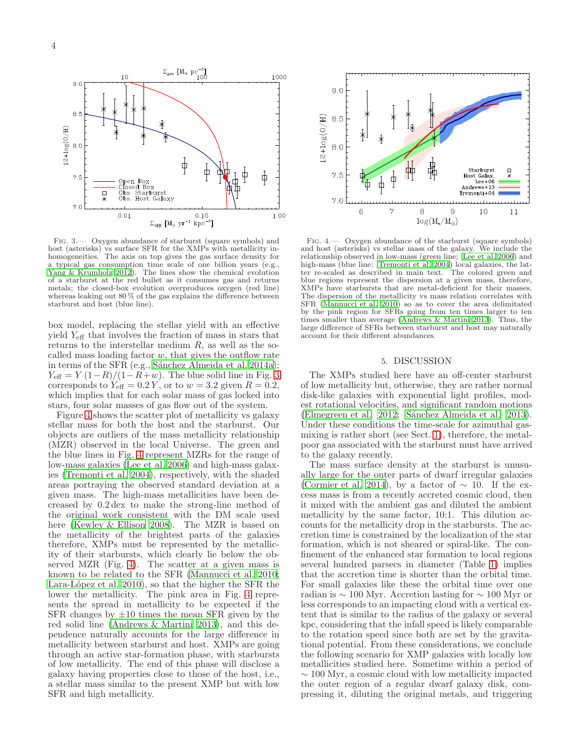Σgas [M⊙ pc−2]

10 100 1000

9.0

8.5

8.0

7.5

7.0

12+log(O/H)

Open Box
Closed Box
Obs. Starburst
Obs. Host Galaxy

0.01 0.10 1.00

ΣSFR [M⊙ yr−1 kpc−2]

Fig. 3.— Oxygen abundance of starburst (square symbols) and host (asterisks) vs surface SFR for the XMPs with metallicity inhomogeneities. The axis on top gives the gas surface density for a typical gas consumption time scale of one billion years (e.g., Yang & Krumholz 2012). The lines show the chemical evolution of a starburst at the red bullet as it consumes gas and returns metals; the closed-box evolution overproduces oxygen (red line) whereas leaking out 80 % of the gas explains the difference between starburst and host (blue line).

9.0

8.5

8.0

7.5

7.0

12+log(O/H)

Starburst
Host Galax.
Lee+06
Andrews+13
Tremonti+04

6 7 8 9 10 11

log(M⋆/M⊙)

Fig. 4.— Oxygen abundance of the starburst (square symbols) and host (asterisks) vs stellar mass of the galaxy. We include the relationship observed in low-mass (green line; Lee et al. 2006) and high-mass (blue line; Tremonti et al. 2004) local galaxies, the latter re-scaled as described in main text. The colored green and blue regions represent the dispersion at a given mass, therefore, XMPs have starbursts that are metal-deficient for their masses. The dispersion of the metallicity vs mass relation correlates with SFR (Mannucci et al. 2010) so as to cover the area delimitated by the pink region for SFRs going from ten times larger to ten times smaller than average (Andrews & Martini 2013). Thus, the large difference of SFRs between starburst and host may naturally account for their different abundances.

box model, replacing the stellar yield with an effective yield $Y_{\rm eff}$ that involves the fraction of mass in stars that returns to the interstellar medium $R$, as well as the so-called mass loading factor $w$, that gives the outflow rate in terms of the SFR (e.g., Sánchez Almeida et al. 2014a); $Y_{\rm eff} = Y\,(1-R)/(1-R+w)$. The blue solid line in Fig. 3 corresponds to $Y_{\rm eff} = 0.2\,Y$, or to $w = 3.2$ given $R = 0.2$, which implies that for each solar mass of gas locked into stars, four solar masses of gas flow out of the system.

Figure 4 shows the scatter plot of metallicity vs galaxy stellar mass for both the host and the starburst. Our objects are outliers of the mass metallicity relationship (MZR) observed in the local Universe. The green and the blue lines in Fig. 4 represent MZRs for the range of low-mass galaxies (Lee et al. 2006) and high-mass galaxies (Tremonti et al. 2004), respectively, with the shaded areas portraying the observed standard deviation at a given mass. The high-mass metallicities have been decreased by 0.2 dex to make the strong-line method of the original work consistent with the DM scale used here (Kewley & Ellison 2008). The MZR is based on the metallicity of the brightest parts of the galaxies therefore, XMPs must be represented by the metallicity of their starbursts, which clearly lie below the observed MZR (Fig. 4). The scatter at a given mass is known to be related to the SFR (Mannucci et al. 2010; Lara-López et al. 2010), so that the higher the SFR the lower the metallicity. The pink area in Fig. 4 represents the spread in metallicity to be expected if the SFR changes by $\pm 10$ times the mean SFR given by the red solid line (Andrews & Martini 2013), and this dependence naturally accounts for the large difference in metallicity between starburst and host. XMPs are going through an active star-formation phase, with starbursts of low metallicity. The end of this phase will disclose a galaxy having properties close to those of the host, i.e., a stellar mass similar to the present XMP but with low SFR and high metallicity.

## 5. DISCUSSION

The XMPs studied here have an off-center starburst of low metallicity but, otherwise, they are rather normal disk-like galaxies with exponential light profiles, modest rotational velocities, and significant random motions (Elmegreen et al. 2012; Sánchez Almeida et al. 2013). Under these conditions the time-scale for azimuthal gas-mixing is rather short (see Sect. 1), therefore, the metal-poor gas associated with the starburst must have arrived to the galaxy recently.

The mass surface density at the starburst is unusually large for the outer parts of dwarf irregular galaxies (Cormier et al. 2014), by a factor of $\sim 10$. If the excess mass is from a recently accreted cosmic cloud, then it mixed with the ambient gas and diluted the ambient metallicity by the same factor, 10:1. This dilution accounts for the metallicity drop in the starbursts. The accretion time is constrained by the localization of the star formation, which is not sheared or spiral-like. The confinement of the enhanced star formation to local regions several hundred parsecs in diameter (Table 1) implies that the accretion time is shorter than the orbital time. For small galaxies like these the orbital time over one radian is $\sim 100$ Myr. Accretion lasting for $\sim 100$ Myr or less corresponds to an impacting cloud with a vertical extent that is similar to the radius of the galaxy or several kpc, considering that the infall speed is likely comparable to the rotation speed since both are set by the gravitational potential. From these considerations, we conclude the following scenario for XMP galaxies with locally low metallicities studied here. Sometime within a period of $\sim 100$ Myr, a cosmic cloud with low metallicity impacted the outer region of a regular dwarf galaxy disk, compressing it, diluting the original metals, and triggering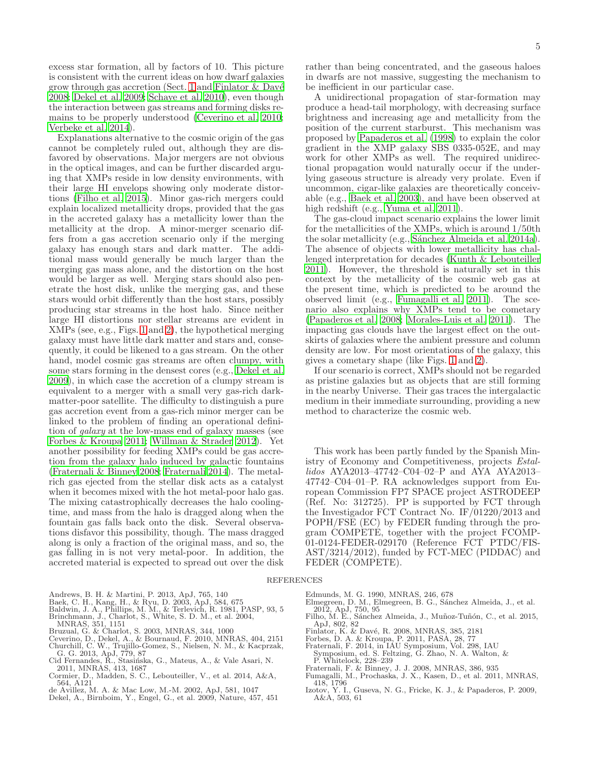excess star formation, all by factors of 10. This picture is consistent with the current ideas on how dwarf galaxies grow through gas accretion (Sect. 1 and Finlator & Davé 2008; Dekel et al. 2009; Schaye et al. 2010), even though the interaction between gas streams and forming disks remains to be properly understood (Ceverino et al. 2010; Verbeke et al. 2014).

Explanations alternative to the cosmic origin of the gas cannot be completely ruled out, although they are disfavored by observations. Major mergers are not obvious in the optical images, and can be further discarded arguing that XMPs reside in low density environments, with their large HI envelops showing only moderate distortions (Filho et al. 2015). Minor gas-rich mergers could explain localized metallicity drops, provided that the gas in the accreted galaxy has a metallicity lower than the metallicity at the drop. A minor-merger scenario differs from a gas accretion scenario only if the merging galaxy has enough stars and dark matter. The additional mass would generally be much larger than the merging gas mass alone, and the distortion on the host would be larger as well. Merging stars should also penetrate the host disk, unlike the merging gas, and these stars would orbit differently than the host stars, possibly producing star streams in the host halo. Since neither large HI distortions nor stellar streams are evident in XMPs (see, e.g., Figs. 1 and 2), the hypothetical merging galaxy must have little dark matter and stars and, consequently, it could be likened to a gas stream. On the other hand, model cosmic gas streams are often clumpy, with some stars forming in the densest cores (e.g., Dekel et al. 2009), in which case the accretion of a clumpy stream is equivalent to a merger with a small very gas-rich dark-matter-poor satellite. The difficulty to distinguish a pure gas accretion event from a gas-rich minor merger can be linked to the problem of finding an operational definition of *galaxy* at the low-mass end of galaxy masses (see Forbes & Kroupa 2011; Willman & Strader 2012). Yet another possibility for feeding XMPs could be gas accretion from the galaxy halo induced by galactic fountains (Fraternali & Binney 2008; Fraternali 2014). The metal-rich gas ejected from the stellar disk acts as a catalyst when it becomes mixed with the hot metal-poor halo gas. The mixing catastrophically decreases the halo cooling-time, and mass from the halo is dragged along when the fountain gas falls back onto the disk. Several observations disfavor this possibility, though. The mass dragged along is only a fraction of the original mass, and so, the gas falling in is not very metal-poor. In addition, the accreted material is expected to spread out over the disk rather than being concentrated, and the gaseous haloes in dwarfs are not massive, suggesting the mechanism to be inefficient in our particular case.

A unidirectional propagation of star-formation may produce a head-tail morphology, with decreasing surface brightness and increasing age and metallicity from the position of the current starburst. This mechanism was proposed by Papaderos et al. (1998) to explain the color gradient in the XMP galaxy SBS 0335-052E, and may work for other XMPs as well. The required unidirectional propagation would naturally occur if the underlying gaseous structure is already very prolate. Even if uncommon, cigar-like galaxies are theoretically conceivable (e.g., Baek et al. 2003), and have been observed at high redshift (e.g., Yuma et al. 2011).

The gas-cloud impact scenario explains the lower limit for the metallicities of the XMPs, which is around 1/50th the solar metallicity (e.g., Sánchez Almeida et al. 2014a). The absence of objects with lower metallicity has challenged interpretation for decades (Kunth & Lebouteiller 2011). However, the threshold is naturally set in this context by the metallicity of the cosmic web gas at the present time, which is predicted to be around the observed limit (e.g., Fumagalli et al. 2011). The scenario also explains why XMPs tend to be cometary (Papaderos et al. 2008; Morales-Luis et al. 2011). The impacting gas clouds have the largest effect on the outskirts of galaxies where the ambient pressure and column density are low. For most orientations of the galaxy, this gives a cometary shape (like Figs. 1 and 2).

If our scenario is correct, XMPs should not be regarded as pristine galaxies but as objects that are still forming in the nearby Universe. Their gas traces the intergalactic medium in their immediate surrounding, providing a new method to characterize the cosmic web.

This work has been partly funded by the Spanish Ministry of Economy and Competitiveness, projects *Estallidos* AYA2013–47742–C04–02–P and AYA AYA2013–47742–C04–01–P. RA acknowledges support from European Commission FP7 SPACE project ASTRODEEP (Ref. No: 312725). PP is supported by FCT through the Investigador FCT Contract No. IF/01220/2013 and POPH/FSE (EC) by FEDER funding through the program COMPETE, together with the project FCOMP-01-0124-FEDER-029170 (Reference FCT PTDC/FIS-AST/3214/2012), funded by FCT-MEC (PIDDAC) and FEDER (COMPETE).

## REFERENCES

Andrews, B. H. & Martini, P. 2013, ApJ, 765, 140
Baek, C. H., Kang, H., & Ryu, D. 2003, ApJ, 584, 675
Baldwin, J. A., Phillips, M. M., & Terlevich, R. 1981, PASP, 93, 5
Brinchmann, J., Charlot, S., White, S. D. M., et al. 2004, MNRAS, 351, 1151
Bruzual, G. & Charlot, S. 2003, MNRAS, 344, 1000
Ceverino, D., Dekel, A., & Bournaud, F. 2010, MNRAS, 404, 2151
Churchill, C. W., Trujillo-Gomez, S., Nielsen, N. M., & Kacprzak, G. G. 2013, ApJ, 779, 87
Cid Fernandes, R., Stasińska, G., Mateus, A., & Vale Asari, N. 2011, MNRAS, 413, 1687
Cormier, D., Madden, S. C., Lebouteiller, V., et al. 2014, A&A, 564, A121
de Avillez, M. A. & Mac Low, M.-M. 2002, ApJ, 581, 1047
Dekel, A., Birnboim, Y., Engel, G., et al. 2009, Nature, 457, 451
Edmunds, M. G. 1990, MNRAS, 246, 678
Elmegreen, D. M., Elmegreen, B. G., Sánchez Almeida, J., et al. 2012, ApJ, 750, 95
Filho, M. E., Sánchez Almeida, J., Muñoz-Tuñón, C., et al. 2015, ApJ, 802, 82
Finlator, K. & Davé, R. 2008, MNRAS, 385, 2181
Forbes, D. A. & Kroupa, P. 2011, PASA, 28, 77
Fraternali, F. 2014, in IAU Symposium, Vol. 298, IAU Symposium, ed. S. Feltzing, G. Zhao, N. A. Walton, & P. Whitelock, 228–239
Fraternali, F. & Binney, J. J. 2008, MNRAS, 386, 935
Fumagalli, M., Prochaska, J. X., Kasen, D., et al. 2011, MNRAS, 418, 1796
Izotov, Y. I., Guseva, N. G., Fricke, K. J., & Papaderos, P. 2009, A&A, 503, 61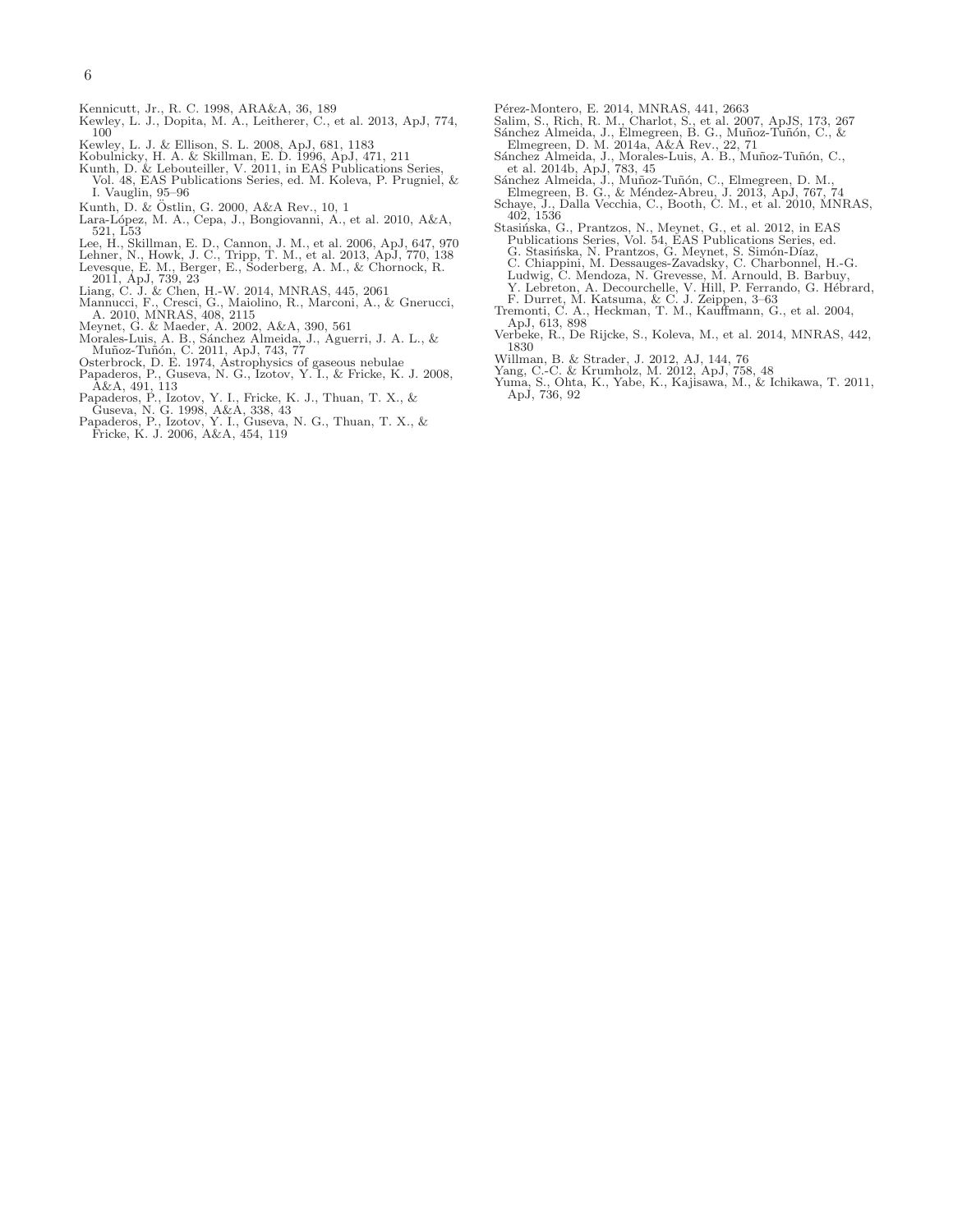Kennicutt, Jr., R. C. 1998, ARA&A, 36, 189

Kewley, L. J., Dopita, M. A., Leitherer, C., et al. 2013, ApJ, 774, 100

Kewley, L. J. & Ellison, S. L. 2008, ApJ, 681, 1183

Kobulnicky, H. A. & Skillman, E. D. 1996, ApJ, 471, 211

Kunth, D. & Lebouteiller, V. 2011, in EAS Publications Series, Vol. 48, EAS Publications Series, ed. M. Koleva, P. Prugniel, & I. Vauglin, 95–96

Kunth, D. & Östlin, G. 2000, A&A Rev., 10, 1

Lara-López, M. A., Cepa, J., Bongiovanni, A., et al. 2010, A&A, 521, L53

Lee, H., Skillman, E. D., Cannon, J. M., et al. 2006, ApJ, 647, 970

Lehner, N., Howk, J. C., Tripp, T. M., et al. 2013, ApJ, 770, 138

Levesque, E. M., Berger, E., Soderberg, A. M., & Chornock, R. 2011, ApJ, 739, 23

Liang, C. J. & Chen, H.-W. 2014, MNRAS, 445, 2061

Mannucci, F., Cresci, G., Maiolino, R., Marconi, A., & Gnerucci, A. 2010, MNRAS, 408, 2115

Meynet, G. & Maeder, A. 2002, A&A, 390, 561

Morales-Luis, A. B., Sánchez Almeida, J., Aguerri, J. A. L., & Muñoz-Tuñón, C. 2011, ApJ, 743, 77

Osterbrock, D. E. 1974, Astrophysics of gaseous nebulae

Papaderos, P., Guseva, N. G., Izotov, Y. I., & Fricke, K. J. 2008, A&A, 491, 113

Papaderos, P., Izotov, Y. I., Fricke, K. J., Thuan, T. X., & Guseva, N. G. 1998, A&A, 338, 43

Papaderos, P., Izotov, Y. I., Guseva, N. G., Thuan, T. X., & Fricke, K. J. 2006, A&A, 454, 119

Pérez-Montero, E. 2014, MNRAS, 441, 2663

Salim, S., Rich, R. M., Charlot, S., et al. 2007, ApJS, 173, 267

Sánchez Almeida, J., Elmegreen, B. G., Muñoz-Tuñón, C., & Elmegreen, D. M. 2014a, A&A Rev., 22, 71

Sánchez Almeida, J., Morales-Luis, A. B., Muñoz-Tuñón, C., et al. 2014b, ApJ, 783, 45

Sánchez Almeida, J., Muñoz-Tuñón, C., Elmegreen, D. M., Elmegreen, B. G., & Méndez-Abreu, J. 2013, ApJ, 767, 74

Schaye, J., Dalla Vecchia, C., Booth, C. M., et al. 2010, MNRAS, 402, 1536

Stasińska, G., Prantzos, N., Meynet, G., et al. 2012, in EAS Publications Series, Vol. 54, EAS Publications Series, ed. G. Stasińska, N. Prantzos, G. Meynet, S. Simón-Díaz, C. Chiappini, M. Dessauges-Zavadsky, C. Charbonnel, H.-G. Ludwig, C. Mendoza, N. Grevesse, M. Arnould, B. Barbuy, Y. Lebreton, A. Decourchelle, V. Hill, P. Ferrando, G. Hébrard, F. Durret, M. Katsuma, & C. J. Zeippen, 3–63

Tremonti, C. A., Heckman, T. M., Kauffmann, G., et al. 2004, ApJ, 613, 898

Verbeke, R., De Rijcke, S., Koleva, M., et al. 2014, MNRAS, 442, 1830

Willman, B. & Strader, J. 2012, AJ, 144, 76

Yang, C.-C. & Krumholz, M. 2012, ApJ, 758, 48

Yuma, S., Ohta, K., Yabe, K., Kajisawa, M., & Ichikawa, T. 2011, ApJ, 736, 92